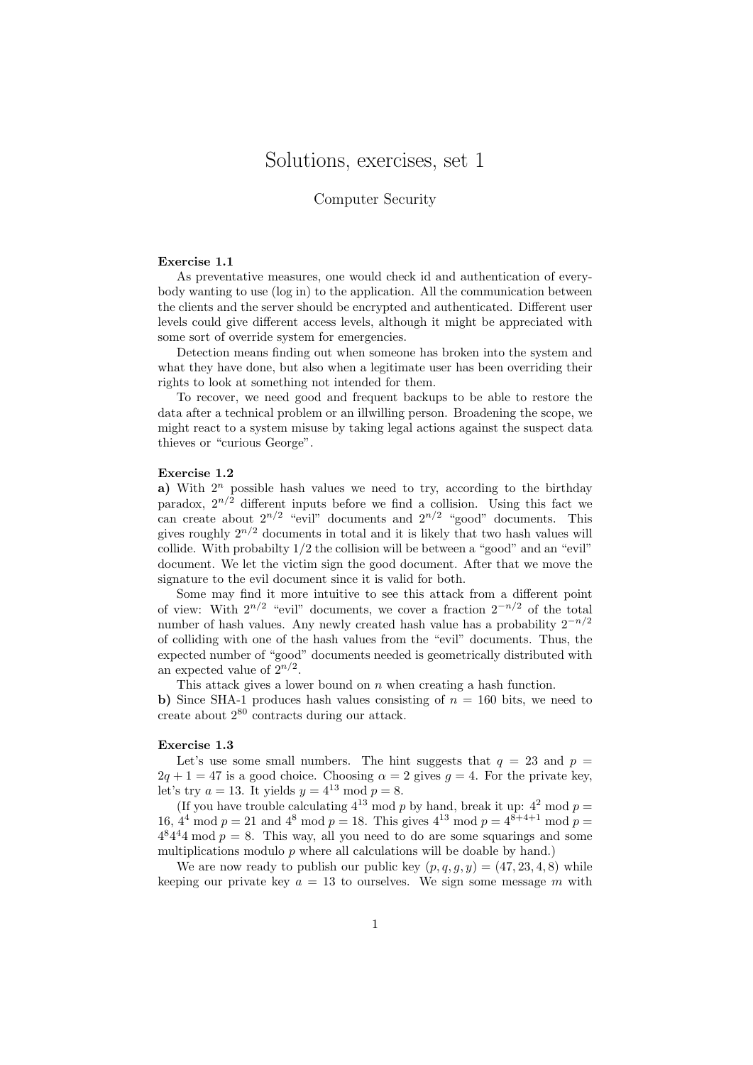# Solutions, exercises, set 1

Computer Security

**Exercise 1.1**

As preventative measures, one would check id and authentication of everybody wanting to use (log in) to the application. All the communication between the clients and the server should be encrypted and authenticated. Different user levels could give different access levels, although it might be appreciated with some sort of override system for emergencies.

Detection means finding out when someone has broken into the system and what they have done, but also when a legitimate user has been overriding their rights to look at something not intended for them.

To recover, we need good and frequent backups to be able to restore the data after a technical problem or an illwilling person. Broadening the scope, we might react to a system misuse by taking legal actions against the suspect data thieves or "curious George".

**Exercise 1.2**

**a)** With $2^n$ possible hash values we need to try, according to the birthday paradox, $2^{n/2}$ different inputs before we find a collision. Using this fact we can create about $2^{n/2}$ "evil" documents and $2^{n/2}$ "good" documents. This gives roughly $2^{n/2}$ documents in total and it is likely that two hash values will collide. With probabilty $1/2$ the collision will be between a "good" and an "evil" document. We let the victim sign the good document. After that we move the signature to the evil document since it is valid for both.

Some may find it more intuitive to see this attack from a different point of view: With $2^{n/2}$ "evil" documents, we cover a fraction $2^{-n/2}$ of the total number of hash values. Any newly created hash value has a probability $2^{-n/2}$ of colliding with one of the hash values from the "evil" documents. Thus, the expected number of "good" documents needed is geometrically distributed with an expected value of $2^{n/2}$.

This attack gives a lower bound on $n$ when creating a hash function.

**b)** Since SHA-1 produces hash values consisting of $n = 160$ bits, we need to create about $2^{80}$ contracts during our attack.

**Exercise 1.3**

Let's use some small numbers. The hint suggests that $q = 23$ and $p = 2q + 1 = 47$ is a good choice. Choosing $\alpha = 2$ gives $g = 4$. For the private key, let's try $a = 13$. It yields $y = 4^{13} \bmod p = 8$.

(If you have trouble calculating $4^{13} \bmod p$ by hand, break it up: $4^2 \bmod p = 16$, $4^4 \bmod p = 21$ and $4^8 \bmod p = 18$. This gives $4^{13} \bmod p = 4^{8+4+1} \bmod p = 4^8 4^4 4 \bmod p = 8$. This way, all you need to do are some squarings and some multiplications modulo $p$ where all calculations will be doable by hand.)

We are now ready to publish our public key $(p, q, g, y) = (47, 23, 4, 8)$ while keeping our private key $a = 13$ to ourselves. We sign some message $m$ with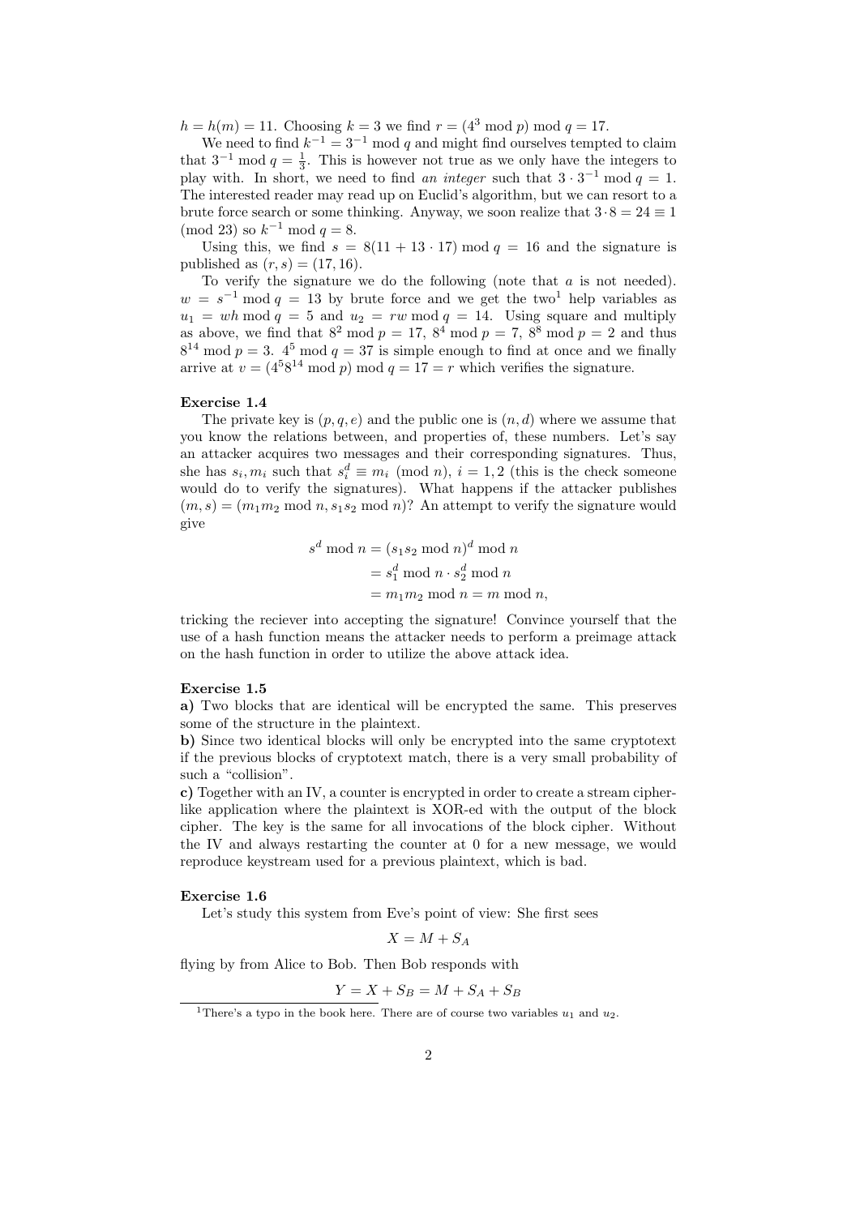$h = h(m) = 11$. Choosing $k = 3$ we find $r = (4^3 \bmod p) \bmod q = 17$.

We need to find $k^{-1} = 3^{-1} \bmod q$ and might find ourselves tempted to claim that $3^{-1} \bmod q = \frac{1}{3}$. This is however not true as we only have the integers to play with. In short, we need to find *an integer* such that $3 \cdot 3^{-1} \bmod q = 1$. The interested reader may read up on Euclid's algorithm, but we can resort to a brute force search or some thinking. Anyway, we soon realize that $3 \cdot 8 = 24 \equiv 1 \pmod{23}$ so $k^{-1} \bmod q = 8$.

Using this, we find $s = 8(11 + 13 \cdot 17) \bmod q = 16$ and the signature is published as $(r, s) = (17, 16)$.

To verify the signature we do the following (note that $a$ is not needed). $w = s^{-1} \bmod q = 13$ by brute force and we get the two[1] help variables as $u_1 = wh \bmod q = 5$ and $u_2 = rw \bmod q = 14$. Using square and multiply as above, we find that $8^2 \bmod p = 17$, $8^4 \bmod p = 7$, $8^8 \bmod p = 2$ and thus $8^{14} \bmod p = 3$. $4^5 \bmod q = 37$ is simple enough to find at once and we finally arrive at $v = (4^5 8^{14} \bmod p) \bmod q = 17 = r$ which verifies the signature.

**Exercise 1.4**

The private key is $(p, q, e)$ and the public one is $(n, d)$ where we assume that you know the relations between, and properties of, these numbers. Let's say an attacker acquires two messages and their corresponding signatures. Thus, she has $s_i, m_i$ such that $s_i^d \equiv m_i \pmod{n}$, $i = 1, 2$ (this is the check someone would do to verify the signatures). What happens if the attacker publishes $(m, s) = (m_1 m_2 \bmod n, s_1 s_2 \bmod n)$? An attempt to verify the signature would give

$$
\begin{aligned}
s^d \bmod n &= (s_1 s_2 \bmod n)^d \bmod n \\
&= s_1^d \bmod n \cdot s_2^d \bmod n \\
&= m_1 m_2 \bmod n = m \bmod n,
\end{aligned}
$$

tricking the reciever into accepting the signature! Convince yourself that the use of a hash function means the attacker needs to perform a preimage attack on the hash function in order to utilize the above attack idea.

**Exercise 1.5**

**a)** Two blocks that are identical will be encrypted the same. This preserves some of the structure in the plaintext.

**b)** Since two identical blocks will only be encrypted into the same cryptotext if the previous blocks of cryptotext match, there is a very small probability of such a "collision".

**c)** Together with an IV, a counter is encrypted in order to create a stream cipher-like application where the plaintext is XOR-ed with the output of the block cipher. The key is the same for all invocations of the block cipher. Without the IV and always restarting the counter at 0 for a new message, we would reproduce keystream used for a previous plaintext, which is bad.

**Exercise 1.6**

Let's study this system from Eve's point of view: She first sees

$$X = M + S_A$$

flying by from Alice to Bob. Then Bob responds with

$$Y = X + S_B = M + S_A + S_B$$

[1] There's a typo in the book here. There are of course two variables $u_1$ and $u_2$.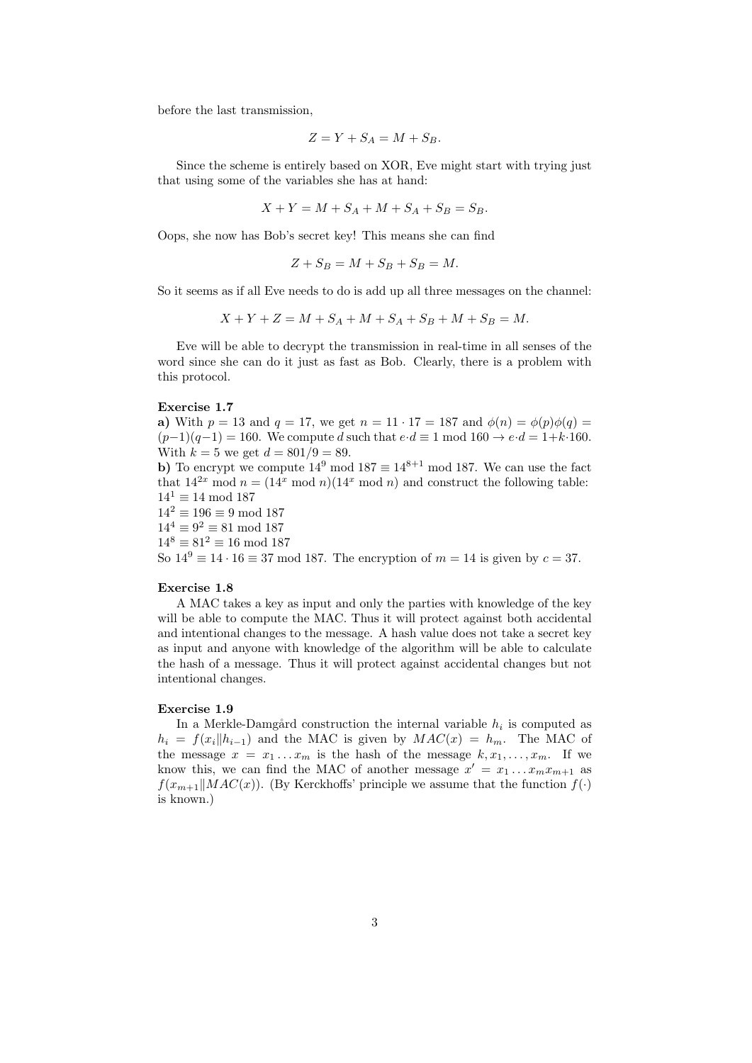before the last transmission,

$$Z = Y + S_A = M + S_B.$$

Since the scheme is entirely based on XOR, Eve might start with trying just that using some of the variables she has at hand:

$$X + Y = M + S_A + M + S_A + S_B = S_B.$$

Oops, she now has Bob's secret key! This means she can find

$$Z + S_B = M + S_B + S_B = M.$$

So it seems as if all Eve needs to do is add up all three messages on the channel:

$$X + Y + Z = M + S_A + M + S_A + S_B + M + S_B = M.$$

Eve will be able to decrypt the transmission in real-time in all senses of the word since she can do it just as fast as Bob. Clearly, there is a problem with this protocol.

**Exercise 1.7**

**a)** With $p = 13$ and $q = 17$, we get $n = 11 \cdot 17 = 187$ and $\phi(n) = \phi(p)\phi(q) = (p-1)(q-1) = 160$. We compute $d$ such that $e \cdot d \equiv 1 \bmod 160 \rightarrow e \cdot d = 1 + k \cdot 160$. With $k = 5$ we get $d = 801/9 = 89$.

**b)** To encrypt we compute $14^9 \bmod 187 \equiv 14^{8+1} \bmod 187$. We can use the fact that $14^{2x} \bmod n = (14^x \bmod n)(14^x \bmod n)$ and construct the following table:

$14^1 \equiv 14 \bmod 187$

$14^2 \equiv 196 \equiv 9 \bmod 187$

$14^4 \equiv 9^2 \equiv 81 \bmod 187$

$14^8 \equiv 81^2 \equiv 16 \bmod 187$

So $14^9 \equiv 14 \cdot 16 \equiv 37 \bmod 187$. The encryption of $m = 14$ is given by $c = 37$.

**Exercise 1.8**

A MAC takes a key as input and only the parties with knowledge of the key will be able to compute the MAC. Thus it will protect against both accidental and intentional changes to the message. A hash value does not take a secret key as input and anyone with knowledge of the algorithm will be able to calculate the hash of a message. Thus it will protect against accidental changes but not intentional changes.

**Exercise 1.9**

In a Merkle-Damgård construction the internal variable $h_i$ is computed as $h_i = f(x_i \| h_{i-1})$ and the MAC is given by $MAC(x) = h_m$. The MAC of the message $x = x_1 \ldots x_m$ is the hash of the message $k, x_1, \ldots, x_m$. If we know this, we can find the MAC of another message $x' = x_1 \ldots x_m x_{m+1}$ as $f(x_{m+1} \| MAC(x))$. (By Kerckhoffs' principle we assume that the function $f(\cdot)$ is known.)